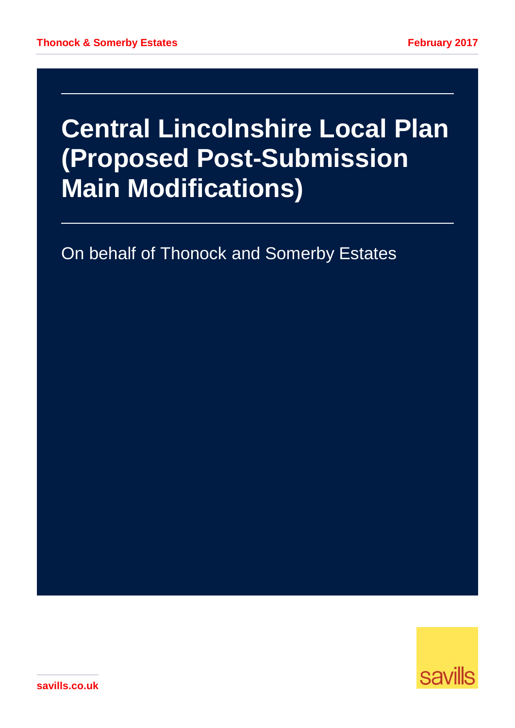Thonock & Somerby Estates

February 2017

# Central Lincolnshire Local Plan (Proposed Post-Submission Main Modifications)

On behalf of Thonock and Somerby Estates

savills

savills.co.uk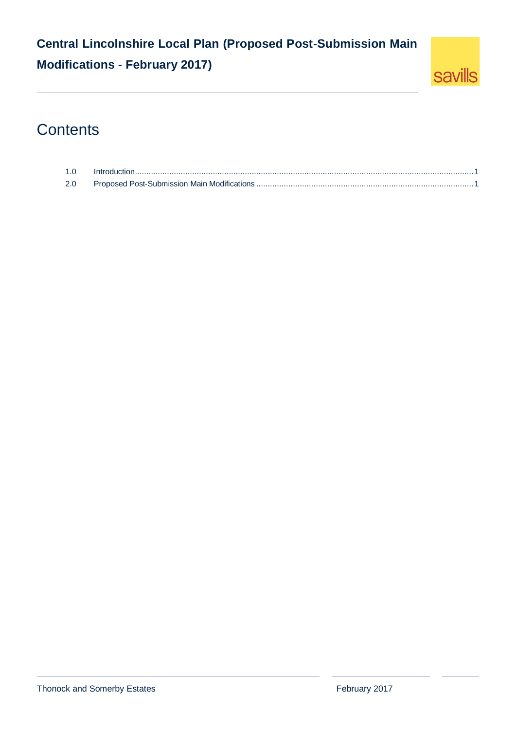# Contents

1.0 Introduction .......... 1

2.0 Proposed Post-Submission Main Modifications .......... 1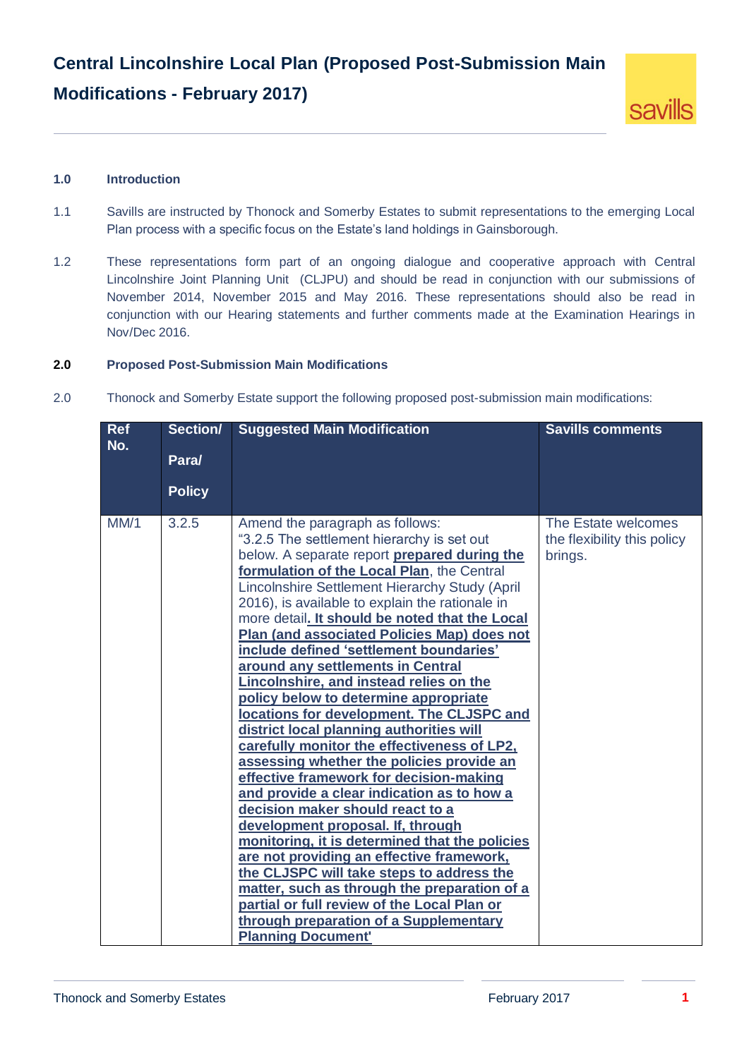# Central Lincolnshire Local Plan (Proposed Post-Submission Main Modifications - February 2017)

## 1.0 Introduction

1.1 Savills are instructed by Thonock and Somerby Estates to submit representations to the emerging Local Plan process with a specific focus on the Estate's land holdings in Gainsborough.

1.2 These representations form part of an ongoing dialogue and cooperative approach with Central Lincolnshire Joint Planning Unit (CLJPU) and should be read in conjunction with our submissions of November 2014, November 2015 and May 2016. These representations should also be read in conjunction with our Hearing statements and further comments made at the Examination Hearings in Nov/Dec 2016.

## 2.0 Proposed Post-Submission Main Modifications

2.0 Thonock and Somerby Estate support the following proposed post-submission main modifications:

| Ref No. | Section/ Para/ Policy | Suggested Main Modification | Savills comments |
|---|---|---|---|
| MM/1 | 3.2.5 | Amend the paragraph as follows: "3.2.5 The settlement hierarchy is set out below. A separate report **prepared during the formulation of the Local Plan**, the Central Lincolnshire Settlement Hierarchy Study (April 2016), is available to explain the rationale in more detail**. It should be noted that the Local Plan (and associated Policies Map) does not include defined 'settlement boundaries' around any settlements in Central Lincolnshire, and instead relies on the policy below to determine appropriate locations for development. The CLJSPC and district local planning authorities will carefully monitor the effectiveness of LP2, assessing whether the policies provide an effective framework for decision-making and provide a clear indication as to how a decision maker should react to a development proposal. If, through monitoring, it is determined that the policies are not providing an effective framework, the CLJSPC will take steps to address the matter, such as through the preparation of a partial or full review of the Local Plan or through preparation of a Supplementary Planning Document'** | The Estate welcomes the flexibility this policy brings. |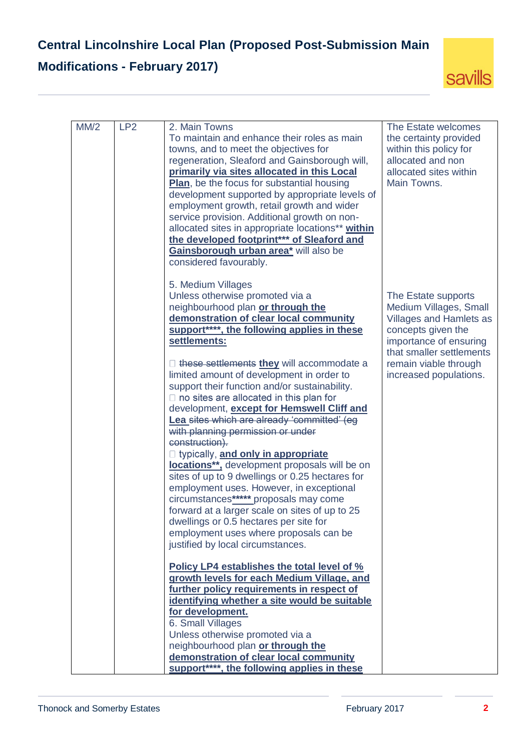| MM/2 | LP2 | 2. Main Towns<br>To maintain and enhance their roles as main towns, and to meet the objectives for regeneration, Sleaford and Gainsborough will, **primarily via sites allocated in this Local Plan**, be the focus for substantial housing development supported by appropriate levels of employment growth, retail growth and wider service provision. Additional growth on non-allocated sites in appropriate locations** **within the developed footprint*** of Sleaford and Gainsborough urban area*** will also be considered favourably.<br><br>5. Medium Villages<br>Unless otherwise promoted via a neighbourhood plan **or through the demonstration of clear local community support****, the following applies in these settlements:**<br><br>- ~~these settlements~~ **they** will accommodate a limited amount of development in order to support their function and/or sustainability.<br>- no sites are allocated in this plan for development, **except for Hemswell Cliff and Lea** ~~sites which are already 'committed' (eg with planning permission or under construction).~~<br>- typically, **and only in appropriate locations****, development proposals will be on sites of up to 9 dwellings or 0.25 hectares for employment uses. However, in exceptional circumstances***** proposals may come forward at a larger scale on sites of up to 25 dwellings or 0.5 hectares per site for employment uses where proposals can be justified by local circumstances.<br><br>**Policy LP4 establishes the total level of % growth levels for each Medium Village, and further policy requirements in respect of identifying whether a site would be suitable for development.**<br>6. Small Villages<br>Unless otherwise promoted via a neighbourhood plan **or through the demonstration of clear local community support****, the following applies in these** | The Estate welcomes the certainty provided within this policy for allocated and non allocated sites within Main Towns.<br><br>The Estate supports Medium Villages, Small Villages and Hamlets as concepts given the importance of ensuring that smaller settlements remain viable through increased populations. |
|---|---|---|---|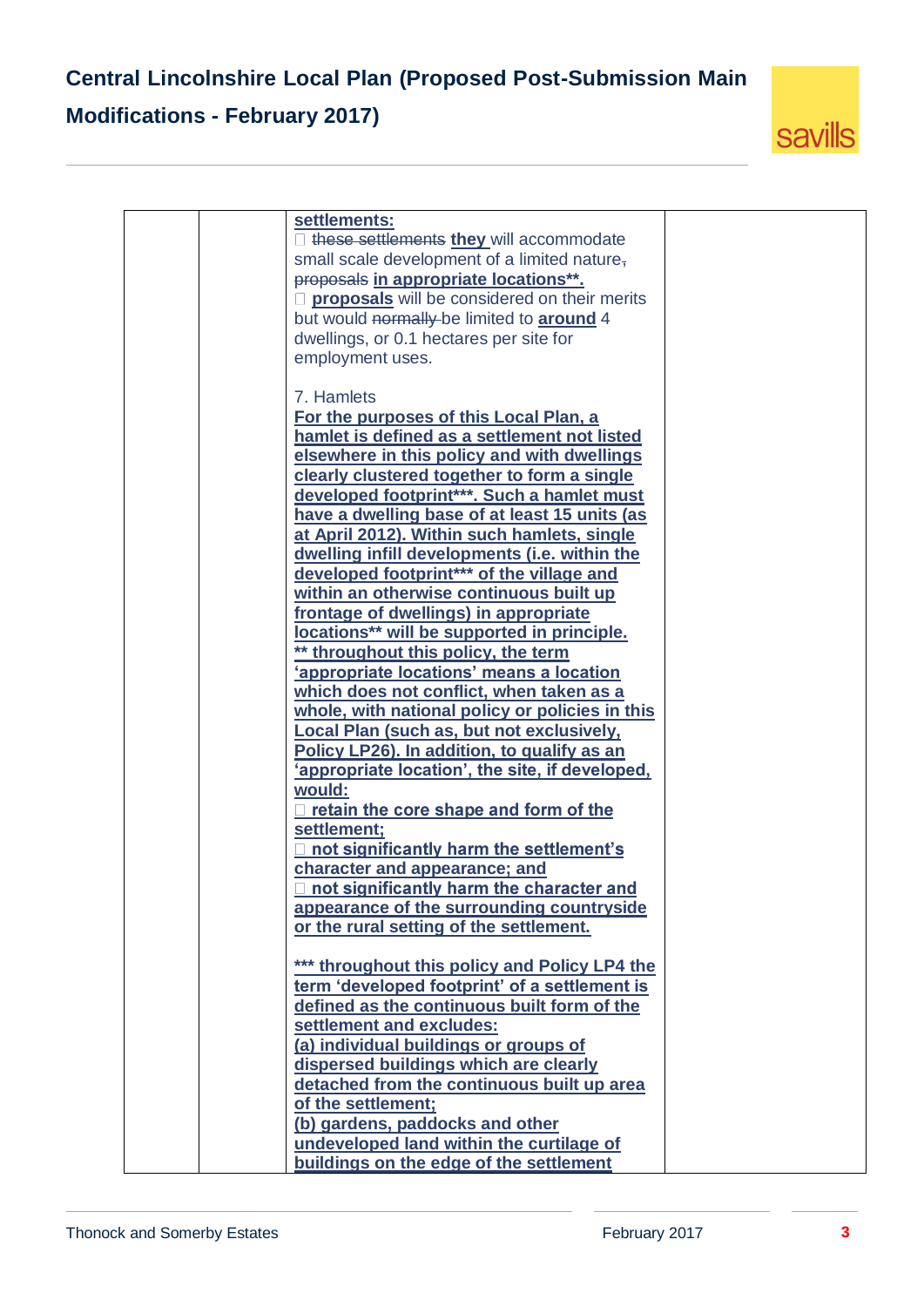| | | settlements:<br>□ ~~these settlements~~ **they** will accommodate small scale development of a limited nature~~,~~ ~~proposals~~ **in appropriate locations**\*\*.**<br>□ **proposals** will be considered on their merits but would ~~normally~~ be limited to **around** 4 dwellings, or 0.1 hectares per site for employment uses.<br><br>7. Hamlets<br>**For the purposes of this Local Plan, a hamlet is defined as a settlement not listed elsewhere in this policy and with dwellings clearly clustered together to form a single developed footprint\*\*\*. Such a hamlet must have a dwelling base of at least 15 units (as at April 2012). Within such hamlets, single dwelling infill developments (i.e. within the developed footprint\*\*\* of the village and within an otherwise continuous built up frontage of dwellings) in appropriate locations\*\* will be supported in principle.**<br>**\*\* throughout this policy, the term 'appropriate locations' means a location which does not conflict, when taken as a whole, with national policy or policies in this Local Plan (such as, but not exclusively, Policy LP26). In addition, to qualify as an 'appropriate location', the site, if developed, would:**<br>□ **retain the core shape and form of the settlement;**<br>□ **not significantly harm the settlement's character and appearance; and**<br>□ **not significantly harm the character and appearance of the surrounding countryside or the rural setting of the settlement.**<br><br>**\*\*\* throughout this policy and Policy LP4 the term 'developed footprint' of a settlement is defined as the continuous built form of the settlement and excludes:**<br>**(a) individual buildings or groups of dispersed buildings which are clearly detached from the continuous built up area of the settlement;**<br>**(b) gardens, paddocks and other undeveloped land within the curtilage of buildings on the edge of the settlement** | |
|---|---|---|---|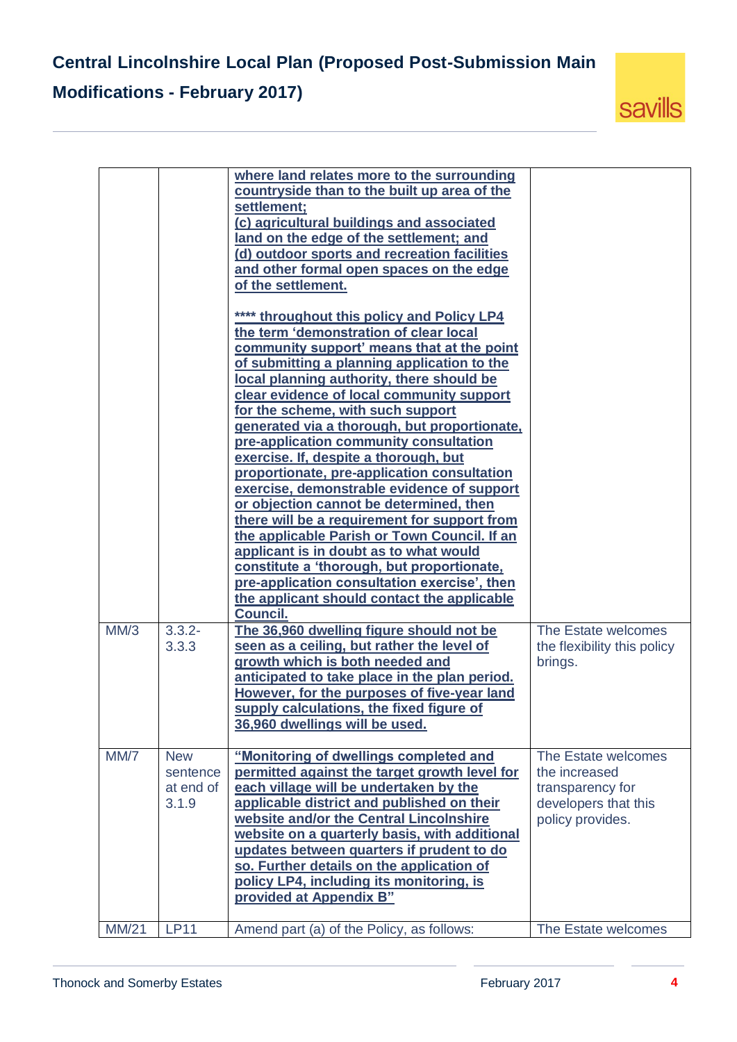| | | | |
|---|---|---|---|
| | | **where land relates more to the surrounding countryside than to the built up area of the settlement;** **(c) agricultural buildings and associated land on the edge of the settlement; and** **(d) outdoor sports and recreation facilities and other formal open spaces on the edge of the settlement.** <br><br> **\*\*\*\* throughout this policy and Policy LP4 the term 'demonstration of clear local community support' means that at the point of submitting a planning application to the local planning authority, there should be clear evidence of local community support for the scheme, with such support generated via a thorough, but proportionate, pre-application community consultation exercise. If, despite a thorough, but proportionate, pre-application consultation exercise, demonstrable evidence of support or objection cannot be determined, then there will be a requirement for support from the applicable Parish or Town Council. If an applicant is in doubt as to what would constitute a 'thorough, but proportionate, pre-application consultation exercise', then the applicant should contact the applicable Council.** | |
| MM/3 | 3.3.2-3.3.3 | **The 36,960 dwelling figure should not be seen as a ceiling, but rather the level of growth which is both needed and anticipated to take place in the plan period. However, for the purposes of five-year land supply calculations, the fixed figure of 36,960 dwellings will be used.** | The Estate welcomes the flexibility this policy brings. |
| MM/7 | New sentence at end of 3.1.9 | **"Monitoring of dwellings completed and permitted against the target growth level for each village will be undertaken by the applicable district and published on their website and/or the Central Lincolnshire website on a quarterly basis, with additional updates between quarters if prudent to do so. Further details on the application of policy LP4, including its monitoring, is provided at Appendix B"** | The Estate welcomes the increased transparency for developers that this policy provides. |
| MM/21 | LP11 | Amend part (a) of the Policy, as follows: | The Estate welcomes |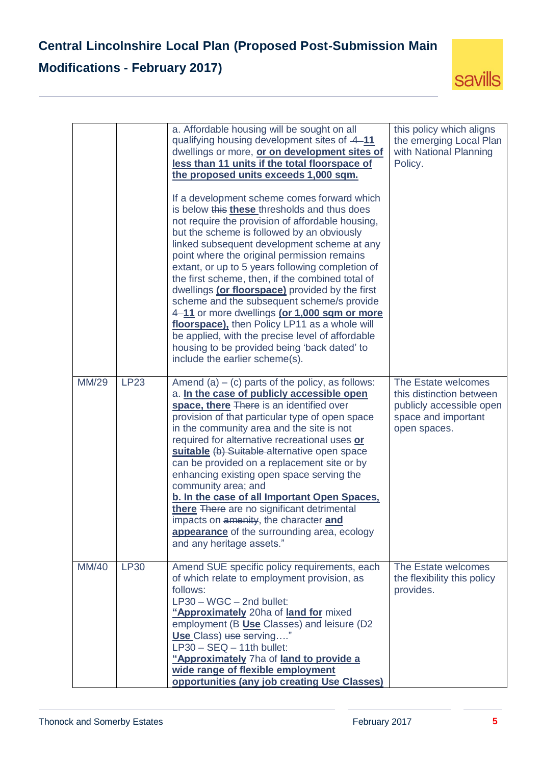| | | | |
|---|---|---|---|
| | | a. Affordable housing will be sought on all qualifying housing development sites of ~~4~~ **<u>11</u>** dwellings or more, **<u>or on development sites of less than 11 units if the total floorspace of the proposed units exceeds 1,000 sqm.</u>**<br><br>If a development scheme comes forward which is below ~~this~~ **<u>these</u>** thresholds and thus does not require the provision of affordable housing, but the scheme is followed by an obviously linked subsequent development scheme at any point where the original permission remains extant, or up to 5 years following completion of the first scheme, then, if the combined total of dwellings **<u>(or floorspace)</u>** provided by the first scheme and the subsequent scheme/s provide ~~4~~ **<u>11</u>** or more dwellings **<u>(or 1,000 sqm or more floorspace),</u>** then Policy LP11 as a whole will be applied, with the precise level of affordable housing to be provided being 'back dated' to include the earlier scheme(s). | this policy which aligns the emerging Local Plan with National Planning Policy. |
| MM/29 | LP23 | Amend (a) – (c) parts of the policy, as follows:<br>a. **<u>In the case of publicly accessible open space, there</u>** ~~There~~ is an identified over provision of that particular type of open space in the community area and the site is not required for alternative recreational uses **<u>or suitable</u>** ~~(b) Suitable~~ alternative open space can be provided on a replacement site or by enhancing existing open space serving the community area; and<br>**<u>b. In the case of all Important Open Spaces, there</u>** ~~There~~ are no significant detrimental impacts on ~~amenity~~, the character **<u>and appearance</u>** of the surrounding area, ecology and any heritage assets." | The Estate welcomes this distinction between publicly accessible open space and important open spaces. |
| MM/40 | LP30 | Amend SUE specific policy requirements, each of which relate to employment provision, as follows:<br>LP30 – WGC – 2nd bullet:<br>**<u>"Approximately</u>** 20ha of **<u>land for</u>** mixed employment (B **<u>Use</u>** Classes) and leisure (D2 **<u>Use</u>** Class) ~~use~~ serving…."<br>LP30 – SEQ – 11th bullet:<br>**<u>"Approximately</u>** 7ha of **<u>land to provide a wide range of flexible employment opportunities (any job creating Use Classes)</u>** | The Estate welcomes the flexibility this policy provides. |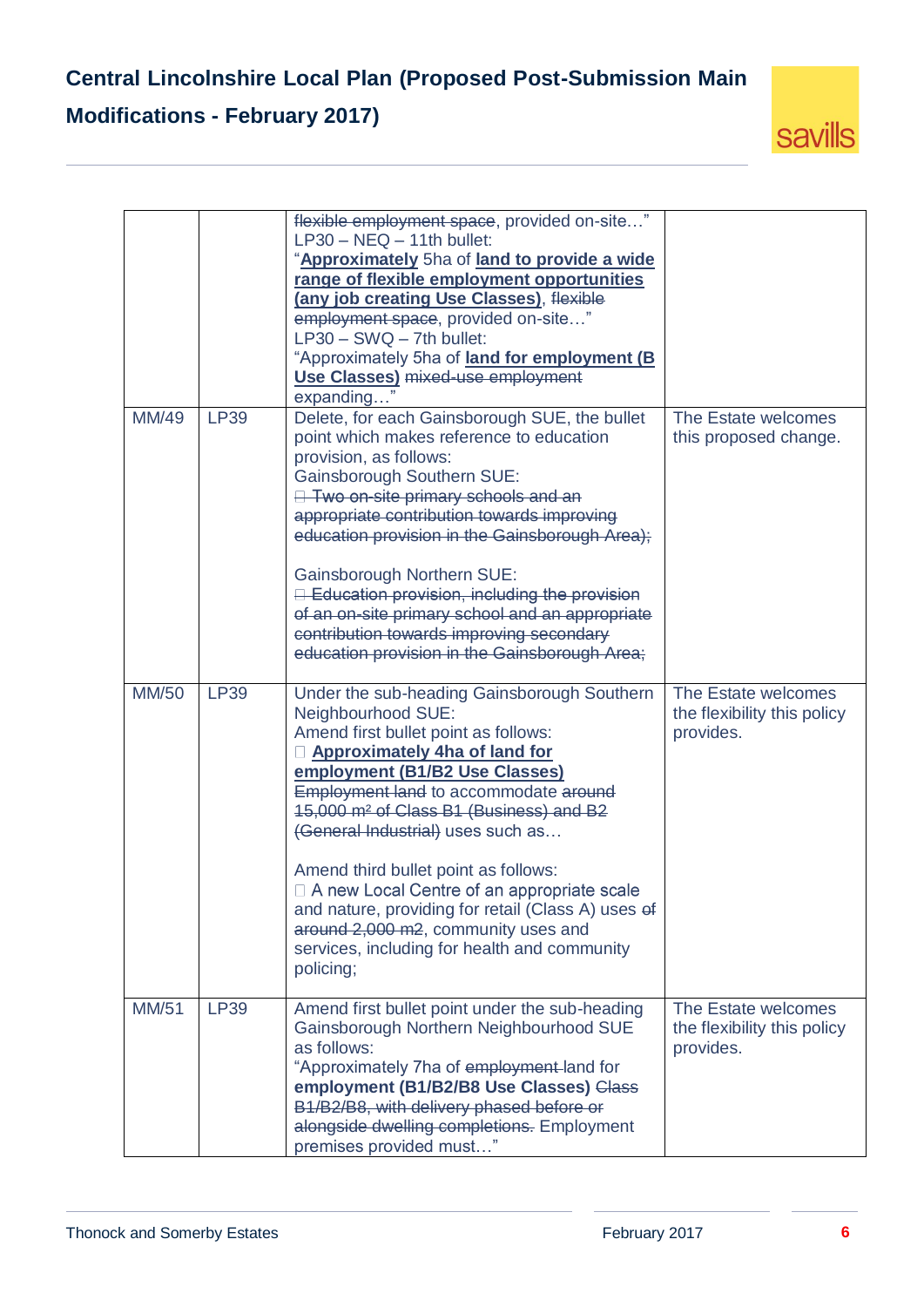| | | | |
|---|---|---|---|
| | | ~~flexible employment space~~, provided on-site…"<br>LP30 – NEQ – 11th bullet:<br>"**<u>Approximately</u>** 5ha of **<u>land to provide a wide range of flexible employment opportunities (any job creating Use Classes)</u>**, ~~flexible employment space~~, provided on-site…"<br>LP30 – SWQ – 7th bullet:<br>"Approximately 5ha of **<u>land for employment (B Use Classes)</u>** ~~mixed-use employment~~ expanding…" | |
| MM/49 | LP39 | Delete, for each Gainsborough SUE, the bullet point which makes reference to education provision, as follows:<br>Gainsborough Southern SUE:<br>~~□ Two on-site primary schools and an appropriate contribution towards improving education provision in the Gainsborough Area);~~<br><br>Gainsborough Northern SUE:<br>~~□ Education provision, including the provision of an on-site primary school and an appropriate contribution towards improving secondary education provision in the Gainsborough Area;~~ | The Estate welcomes this proposed change. |
| MM/50 | LP39 | Under the sub-heading Gainsborough Southern Neighbourhood SUE:<br>Amend first bullet point as follows:<br>□ **<u>Approximately 4ha of land for employment (B1/B2 Use Classes)</u>** ~~Employment land~~ to accommodate ~~around 15,000 m² of Class B1 (Business) and B2 (General Industrial)~~ uses such as…<br><br>Amend third bullet point as follows:<br>□ A new Local Centre of an appropriate scale and nature, providing for retail (Class A) uses ~~of around 2,000 m2~~, community uses and services, including for health and community policing; | The Estate welcomes the flexibility this policy provides. |
| MM/51 | LP39 | Amend first bullet point under the sub-heading Gainsborough Northern Neighbourhood SUE as follows:<br>"Approximately 7ha of ~~employment~~ land for **employment (B1/B2/B8 Use Classes)** ~~Class B1/B2/B8, with delivery phased before or alongside dwelling completions.~~ Employment premises provided must…" | The Estate welcomes the flexibility this policy provides. |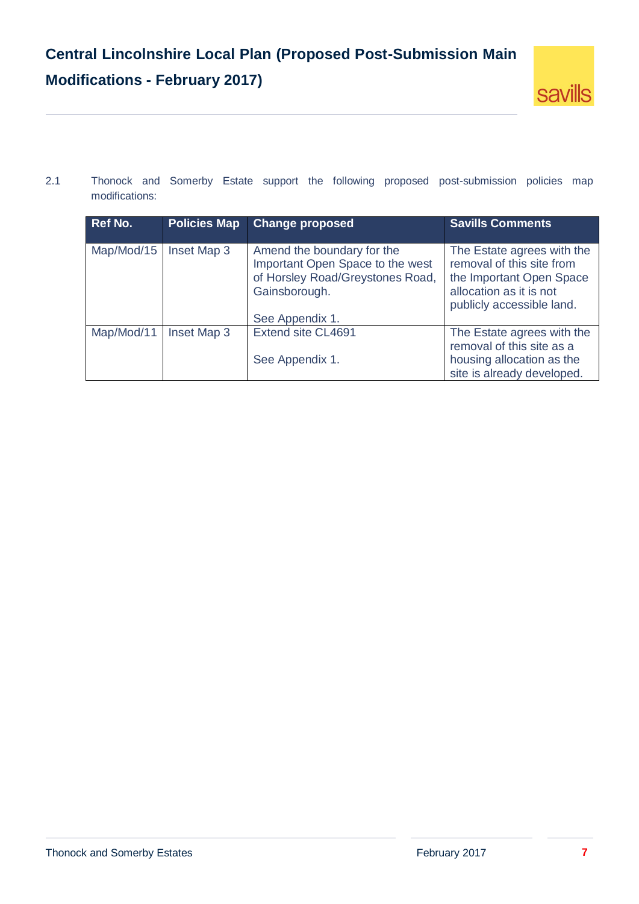2.1 Thonock and Somerby Estate support the following proposed post-submission policies map modifications:

| Ref No. | Policies Map | Change proposed | Savills Comments |
|---|---|---|---|
| Map/Mod/15 | Inset Map 3 | Amend the boundary for the Important Open Space to the west of Horsley Road/Greystones Road, Gainsborough.<br><br>See Appendix 1. | The Estate agrees with the removal of this site from the Important Open Space allocation as it is not publicly accessible land. |
| Map/Mod/11 | Inset Map 3 | Extend site CL4691<br><br>See Appendix 1. | The Estate agrees with the removal of this site as a housing allocation as the site is already developed. |